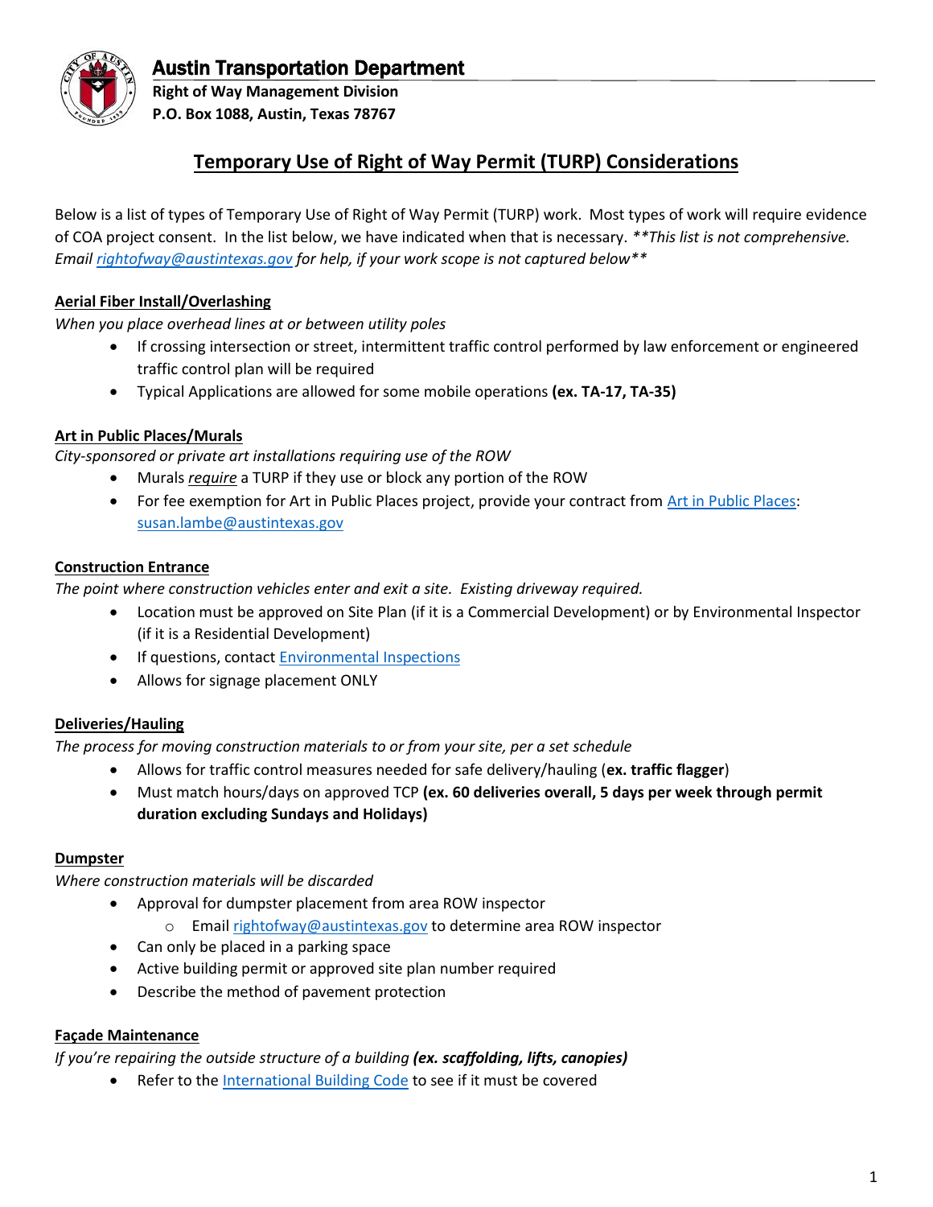# Austin Transportation Department

**Right of Way Management Division**
**P.O. Box 1088, Austin, Texas 78767**

## Temporary Use of Right of Way Permit (TURP) Considerations

Below is a list of types of Temporary Use of Right of Way Permit (TURP) work. Most types of work will require evidence of COA project consent. In the list below, we have indicated when that is necessary. ***\*This list is not comprehensive. Email rightofway@austintexas.gov for help, if your work scope is not captured below\*\****

### Aerial Fiber Install/Overlashing

*When you place overhead lines at or between utility poles*

- If crossing intersection or street, intermittent traffic control performed by law enforcement or engineered traffic control plan will be required
- Typical Applications are allowed for some mobile operations **(ex. TA-17, TA-35)**

### Art in Public Places/Murals

*City-sponsored or private art installations requiring use of the ROW*

- Murals ***require*** a TURP if they use or block any portion of the ROW
- For fee exemption for Art in Public Places project, provide your contract from Art in Public Places: susan.lambe@austintexas.gov

### Construction Entrance

*The point where construction vehicles enter and exit a site. Existing driveway required.*

- Location must be approved on Site Plan (if it is a Commercial Development) or by Environmental Inspector (if it is a Residential Development)
- If questions, contact Environmental Inspections
- Allows for signage placement ONLY

### Deliveries/Hauling

*The process for moving construction materials to or from your site, per a set schedule*

- Allows for traffic control measures needed for safe delivery/hauling (**ex. traffic flagger**)
- Must match hours/days on approved TCP **(ex. 60 deliveries overall, 5 days per week through permit duration excluding Sundays and Holidays)**

### Dumpster

*Where construction materials will be discarded*

- Approval for dumpster placement from area ROW inspector
  - Email rightofway@austintexas.gov to determine area ROW inspector
- Can only be placed in a parking space
- Active building permit or approved site plan number required
- Describe the method of pavement protection

### Façade Maintenance

*If you're repairing the outside structure of a building* ***(ex. scaffolding, lifts, canopies)***

- Refer to the International Building Code to see if it must be covered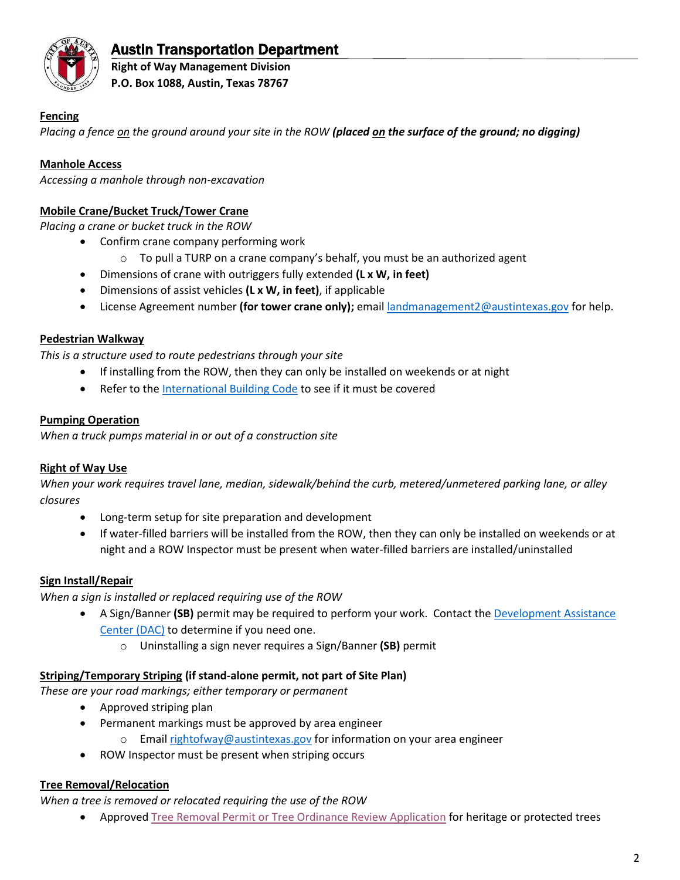**Fencing**

*Placing a fence on the ground around your site in the ROW* ***(placed on the surface of the ground; no digging)***

**Manhole Access**

*Accessing a manhole through non-excavation*

**Mobile Crane/Bucket Truck/Tower Crane**

*Placing a crane or bucket truck in the ROW*

- Confirm crane company performing work
  - To pull a TURP on a crane company's behalf, you must be an authorized agent
- Dimensions of crane with outriggers fully extended **(L x W, in feet)**
- Dimensions of assist vehicles **(L x W, in feet)**, if applicable
- License Agreement number **(for tower crane only);** email landmanagement2@austintexas.gov for help.

**Pedestrian Walkway**

*This is a structure used to route pedestrians through your site*

- If installing from the ROW, then they can only be installed on weekends or at night
- Refer to the International Building Code to see if it must be covered

**Pumping Operation**

*When a truck pumps material in or out of a construction site*

**Right of Way Use**

*When your work requires travel lane, median, sidewalk/behind the curb, metered/unmetered parking lane, or alley closures*

- Long-term setup for site preparation and development
- If water-filled barriers will be installed from the ROW, then they can only be installed on weekends or at night and a ROW Inspector must be present when water-filled barriers are installed/uninstalled

**Sign Install/Repair**

*When a sign is installed or replaced requiring use of the ROW*

- A Sign/Banner **(SB)** permit may be required to perform your work. Contact the Development Assistance Center (DAC) to determine if you need one.
  - Uninstalling a sign never requires a Sign/Banner **(SB)** permit

**Striping/Temporary Striping (if stand-alone permit, not part of Site Plan)**

*These are your road markings; either temporary or permanent*

- Approved striping plan
- Permanent markings must be approved by area engineer
  - Email rightofway@austintexas.gov for information on your area engineer
- ROW Inspector must be present when striping occurs

**Tree Removal/Relocation**

*When a tree is removed or relocated requiring the use of the ROW*

- Approved Tree Removal Permit or Tree Ordinance Review Application for heritage or protected trees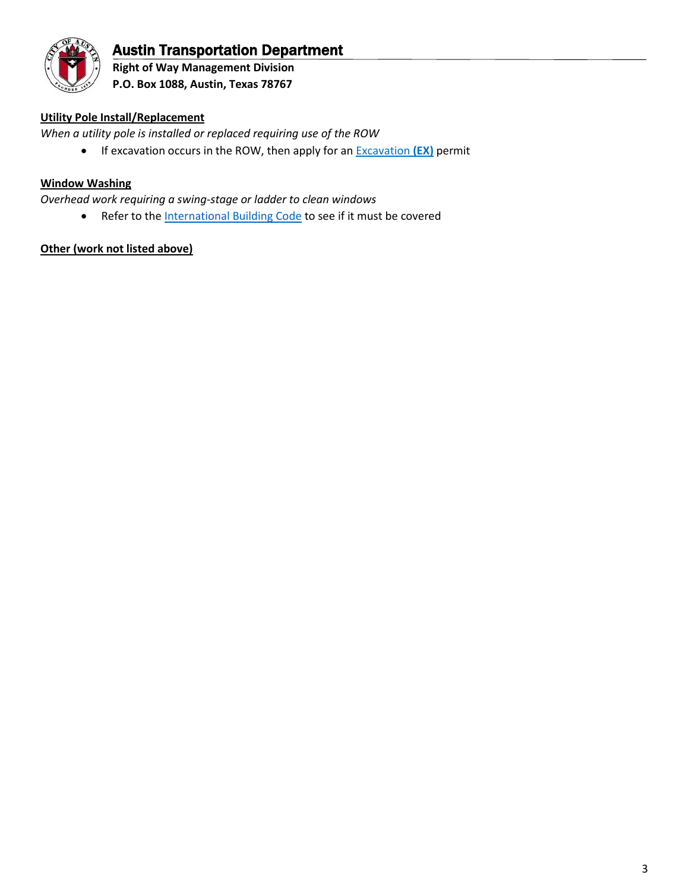**Utility Pole Install/Replacement**

*When a utility pole is installed or replaced requiring use of the ROW*

- If excavation occurs in the ROW, then apply for an Excavation **(EX)** permit

**Window Washing**

*Overhead work requiring a swing-stage or ladder to clean windows*

- Refer to the International Building Code to see if it must be covered

**Other (work not listed above)**